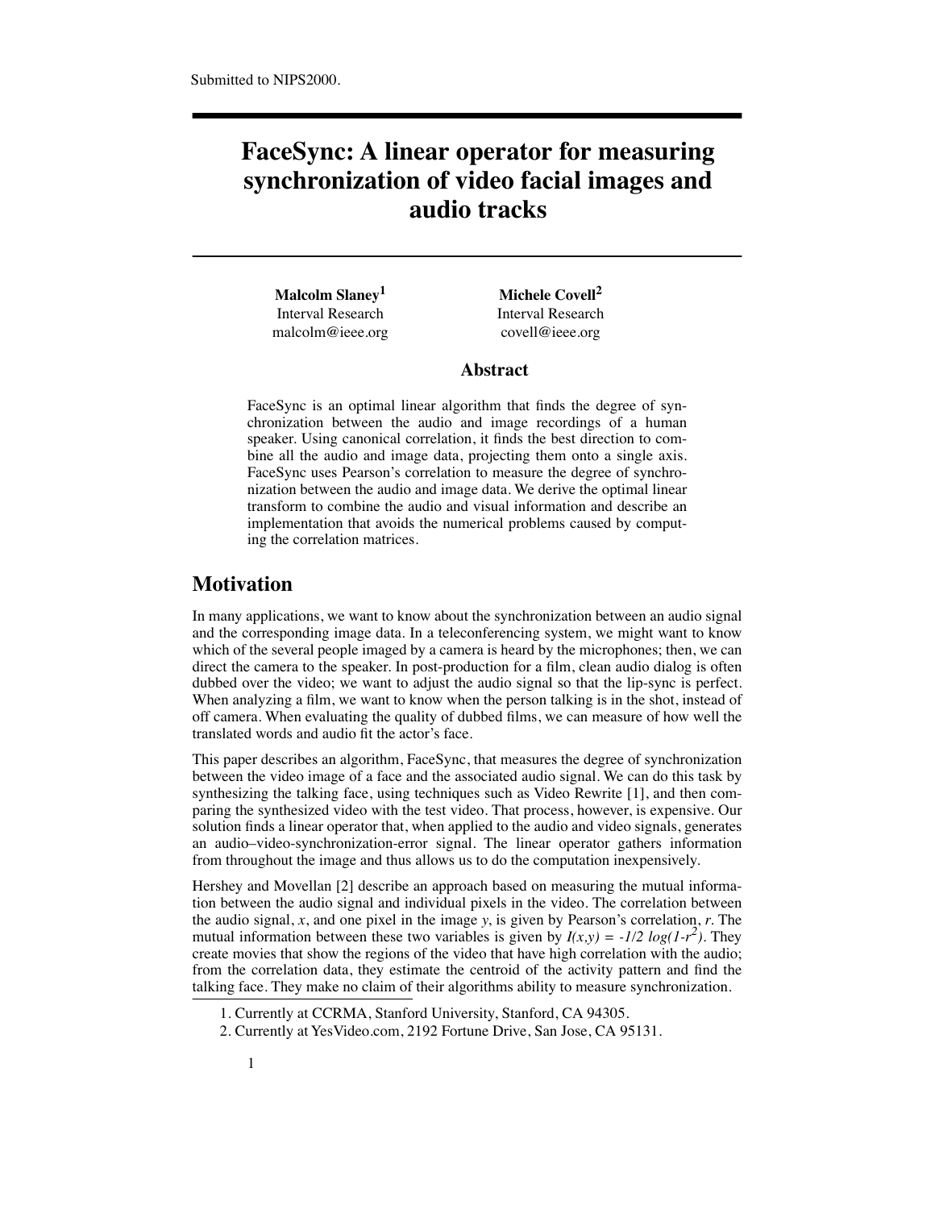Submitted to NIPS2000.

# FaceSync: A linear operator for measuring synchronization of video facial images and audio tracks

**Malcolm Slaney**[1]
Interval Research
malcolm@ieee.org

**Michele Covell**[2]
Interval Research
covell@ieee.org

## Abstract

FaceSync is an optimal linear algorithm that finds the degree of synchronization between the audio and image recordings of a human speaker. Using canonical correlation, it finds the best direction to combine all the audio and image data, projecting them onto a single axis. FaceSync uses Pearson's correlation to measure the degree of synchronization between the audio and image data. We derive the optimal linear transform to combine the audio and visual information and describe an implementation that avoids the numerical problems caused by computing the correlation matrices.

## Motivation

In many applications, we want to know about the synchronization between an audio signal and the corresponding image data. In a teleconferencing system, we might want to know which of the several people imaged by a camera is heard by the microphones; then, we can direct the camera to the speaker. In post-production for a film, clean audio dialog is often dubbed over the video; we want to adjust the audio signal so that the lip-sync is perfect. When analyzing a film, we want to know when the person talking is in the shot, instead of off camera. When evaluating the quality of dubbed films, we can measure of how well the translated words and audio fit the actor's face.

This paper describes an algorithm, FaceSync, that measures the degree of synchronization between the video image of a face and the associated audio signal. We can do this task by synthesizing the talking face, using techniques such as Video Rewrite [1], and then comparing the synthesized video with the test video. That process, however, is expensive. Our solution finds a linear operator that, when applied to the audio and video signals, generates an audio–video-synchronization-error signal. The linear operator gathers information from throughout the image and thus allows us to do the computation inexpensively.

Hershey and Movellan [2] describe an approach based on measuring the mutual information between the audio signal and individual pixels in the video. The correlation between the audio signal, $x$, and one pixel in the image $y$, is given by Pearson's correlation, $r$. The mutual information between these two variables is given by $I(x,y) = -1/2 \log(1-r^2)$. They create movies that show the regions of the video that have high correlation with the audio; from the correlation data, they estimate the centroid of the activity pattern and find the talking face. They make no claim of their algorithms ability to measure synchronization.

1. Currently at CCRMA, Stanford University, Stanford, CA 94305.
2. Currently at YesVideo.com, 2192 Fortune Drive, San Jose, CA 95131.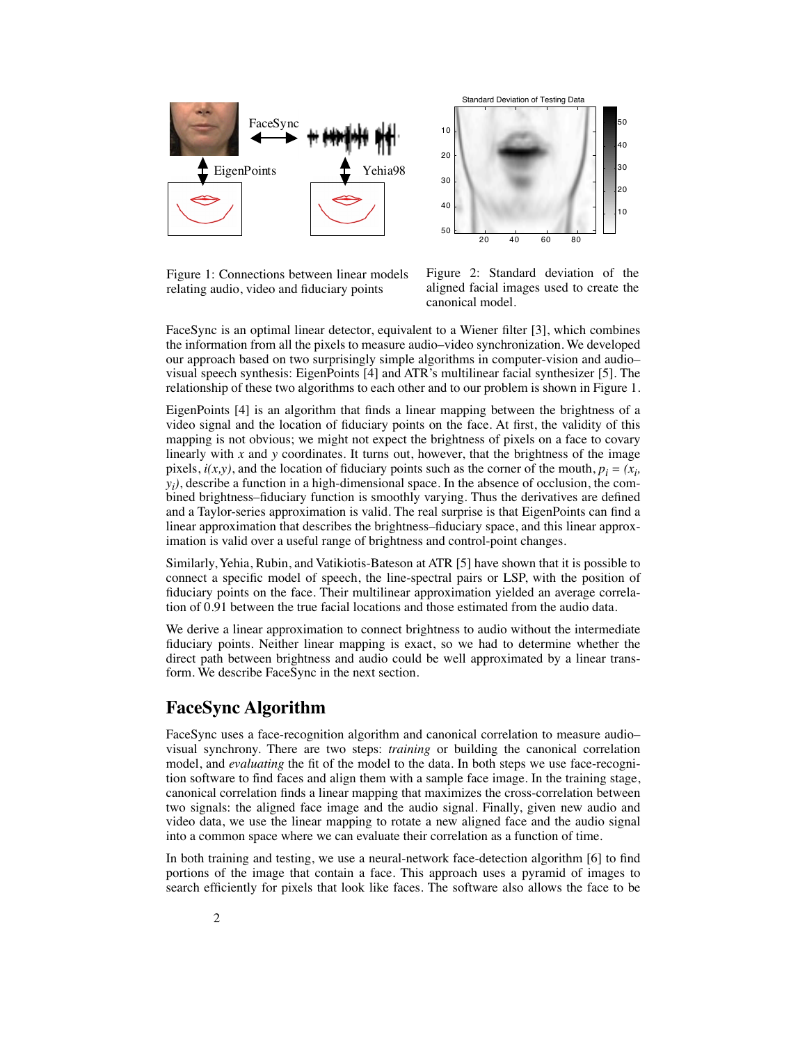Figure 1: Connections between linear models relating audio, video and fiduciary points

Figure 2: Standard deviation of the aligned facial images used to create the canonical model.

FaceSync is an optimal linear detector, equivalent to a Wiener filter [3], which combines the information from all the pixels to measure audio–video synchronization. We developed our approach based on two surprisingly simple algorithms in computer-vision and audio–visual speech synthesis: EigenPoints [4] and ATR's multilinear facial synthesizer [5]. The relationship of these two algorithms to each other and to our problem is shown in Figure 1.

EigenPoints [4] is an algorithm that finds a linear mapping between the brightness of a video signal and the location of fiduciary points on the face. At first, the validity of this mapping is not obvious; we might not expect the brightness of pixels on a face to covary linearly with $x$ and $y$ coordinates. It turns out, however, that the brightness of the image pixels, $i(x,y)$, and the location of fiduciary points such as the corner of the mouth, $p_i = (x_i, y_i)$, describe a function in a high-dimensional space. In the absence of occlusion, the combined brightness–fiduciary function is smoothly varying. Thus the derivatives are defined and a Taylor-series approximation is valid. The real surprise is that EigenPoints can find a linear approximation that describes the brightness–fiduciary space, and this linear approximation is valid over a useful range of brightness and control-point changes.

Similarly, Yehia, Rubin, and Vatikiotis-Bateson at ATR [5] have shown that it is possible to connect a specific model of speech, the line-spectral pairs or LSP, with the position of fiduciary points on the face. Their multilinear approximation yielded an average correlation of 0.91 between the true facial locations and those estimated from the audio data.

We derive a linear approximation to connect brightness to audio without the intermediate fiduciary points. Neither linear mapping is exact, so we had to determine whether the direct path between brightness and audio could be well approximated by a linear transform. We describe FaceSync in the next section.

## FaceSync Algorithm

FaceSync uses a face-recognition algorithm and canonical correlation to measure audio–visual synchrony. There are two steps: *training* or building the canonical correlation model, and *evaluating* the fit of the model to the data. In both steps we use face-recognition software to find faces and align them with a sample face image. In the training stage, canonical correlation finds a linear mapping that maximizes the cross-correlation between two signals: the aligned face image and the audio signal. Finally, given new audio and video data, we use the linear mapping to rotate a new aligned face and the audio signal into a common space where we can evaluate their correlation as a function of time.

In both training and testing, we use a neural-network face-detection algorithm [6] to find portions of the image that contain a face. This approach uses a pyramid of images to search efficiently for pixels that look like faces. The software also allows the face to be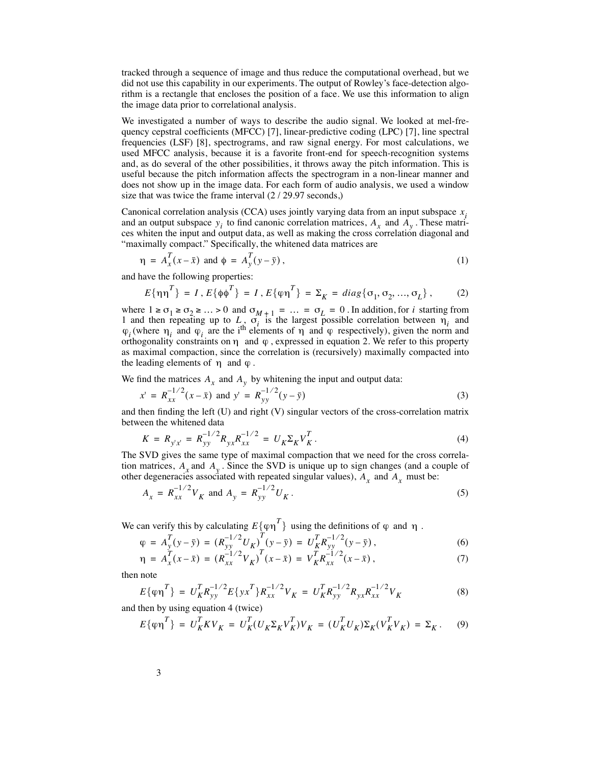tracked through a sequence of image and thus reduce the computational overhead, but we did not use this capability in our experiments. The output of Rowley's face-detection algorithm is a rectangle that encloses the position of a face. We use this information to align the image data prior to correlational analysis.

We investigated a number of ways to describe the audio signal. We looked at mel-frequency cepstral coefficients (MFCC) [7], linear-predictive coding (LPC) [7], line spectral frequencies (LSF) [8], spectrograms, and raw signal energy. For most calculations, we used MFCC analysis, because it is a favorite front-end for speech-recognition systems and, as do several of the other possibilities, it throws away the pitch information. This is useful because the pitch information affects the spectrogram in a non-linear manner and does not show up in the image data. For each form of audio analysis, we used a window size that was twice the frame interval (2 / 29.97 seconds,)

Canonical correlation analysis (CCA) uses jointly varying data from an input subspace $x_i$ and an output subspace $y_i$ to find canonic correlation matrices, $A_x$ and $A_y$. These matrices whiten the input and output data, as well as making the cross correlation diagonal and "maximally compact." Specifically, the whitened data matrices are

$$\eta = A_x^T(x - \bar{x}) \text{ and } \phi = A_y^T(y - \bar{y}), \tag{1}$$

and have the following properties:

$$E\{\eta\eta^T\} = I,\ E\{\phi\phi^T\} = I,\ E\{\varphi\eta^T\} = \Sigma_K = diag\{\sigma_1, \sigma_2, \ldots, \sigma_L\}, \tag{2}$$

where $1 \geq \sigma_1 \geq \sigma_2 \geq \ldots > 0$ and $\sigma_{M+1} = \ldots = \sigma_L = 0$. In addition, for $i$ starting from 1 and then repeating up to $L$, $\sigma_i$ is the largest possible correlation between $\eta_i$ and $\varphi_i$ (where $\eta_i$ and $\varphi_i$ are the i[th] elements of $\eta$ and $\varphi$ respectively), given the norm and orthogonality constraints on $\eta$ and $\varphi$, expressed in equation 2. We refer to this property as maximal compaction, since the correlation is (recursively) maximally compacted into the leading elements of $\eta$ and $\varphi$.

We find the matrices $A_x$ and $A_y$ by whitening the input and output data:

$$x' = R_{xx}^{-1/2}(x - \bar{x}) \text{ and } y' = R_{yy}^{-1/2}(y - \bar{y}) \tag{3}$$

and then finding the left (U) and right (V) singular vectors of the cross-correlation matrix between the whitened data

$$K = R_{y'x'} = R_{yy}^{-1/2}R_{yx}R_{xx}^{-1/2} = U_K\Sigma_K V_K^T. \tag{4}$$

The SVD gives the same type of maximal compaction that we need for the cross correlation matrices, $A_x$ and $A_y$. Since the SVD is unique up to sign changes (and a couple of other degeneracies associated with repeated singular values), $A_x$ and $A_x$ must be:

$$A_x = R_{xx}^{-1/2}V_K \text{ and } A_y = R_{yy}^{-1/2}U_K. \tag{5}$$

We can verify this by calculating $E\{\varphi\eta^T\}$ using the definitions of $\varphi$ and $\eta$.

$$\varphi = A_y^T(y - \bar{y}) = (R_{yy}^{-1/2}U_K)^T(y - \bar{y}) = U_K^T R_{yy}^{-1/2}(y - \bar{y}), \tag{6}$$

$$\eta = A_x^T(x - \bar{x}) = (R_{xx}^{-1/2}V_K)^T(x - \bar{x}) = V_K^T R_{xx}^{-1/2}(x - \bar{x}), \tag{7}$$

then note

$$E\{\varphi\eta^T\} = U_K^T R_{yy}^{-1/2}E\{yx^T\}R_{xx}^{-1/2}V_K = U_K^T R_{yy}^{-1/2}R_{yx}R_{xx}^{-1/2}V_K \tag{8}$$

and then by using equation 4 (twice)

$$E\{\varphi\eta^T\} = U_K^T K V_K = U_K^T(U_K\Sigma_K V_K^T)V_K = (U_K^T U_K)\Sigma_K(V_K^T V_K) = \Sigma_K. \tag{9}$$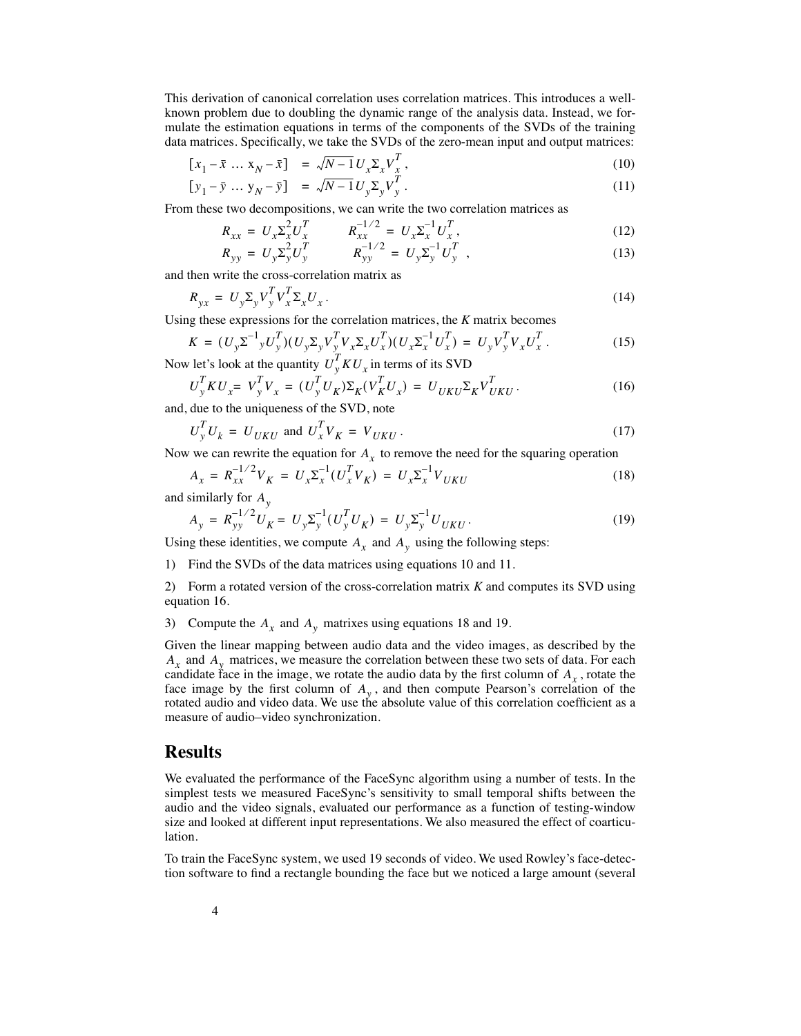This derivation of canonical correlation uses correlation matrices. This introduces a well-known problem due to doubling the dynamic range of the analysis data. Instead, we formulate the estimation equations in terms of the components of the SVDs of the training data matrices. Specifically, we take the SVDs of the zero-mean input and output matrices:

$$[x_1 - \bar{x} \ \dots \ x_N - \bar{x}] \ = \ \sqrt{N-1}\, U_x \Sigma_x V_x^T , \tag{10}$$

$$[y_1 - \bar{y} \ \dots \ y_N - \bar{y}] \ = \ \sqrt{N-1}\, U_y \Sigma_y V_y^T . \tag{11}$$

From these two decompositions, we can write the two correlation matrices as

$$R_{xx} = U_x \Sigma_x^2 U_x^T \qquad R_{xx}^{-1/2} = U_x \Sigma_x^{-1} U_x^T , \tag{12}$$

$$R_{yy} = U_y \Sigma_y^2 U_y^T \qquad R_{yy}^{-1/2} = U_y \Sigma_y^{-1} U_y^T , \tag{13}$$

and then write the cross-correlation matrix as

$$R_{yx} = U_y \Sigma_y V_y^T V_x^T \Sigma_x U_x . \tag{14}$$

Using these expressions for the correlation matrices, the $K$ matrix becomes

$$K = (U_y \Sigma^{-1}{}_y U_y^T)(U_y \Sigma_y V_y^T V_x \Sigma_x U_x^T)(U_x \Sigma_x^{-1} U_x^T) = U_y V_y^T V_x U_x^T . \tag{15}$$

Now let's look at the quantity $U_y^T K U_x$ in terms of its SVD

$$U_y^T K U_x = V_y^T V_x = (U_y^T U_K) \Sigma_K (V_K^T U_x) = U_{UKU} \Sigma_K V_{UKU}^T . \tag{16}$$

and, due to the uniqueness of the SVD, note

$$U_y^T U_k = U_{UKU} \text{ and } U_x^T V_K = V_{UKU} . \tag{17}$$

Now we can rewrite the equation for $A_x$ to remove the need for the squaring operation

$$A_x = R_{xx}^{-1/2} V_K = U_x \Sigma_x^{-1} (U_x^T V_K) = U_x \Sigma_x^{-1} V_{UKU} \tag{18}$$

and similarly for $A_y$

$$A_y = R_{yy}^{-1/2} U_K = U_y \Sigma_y^{-1} (U_y^T U_K) = U_y \Sigma_y^{-1} U_{UKU} . \tag{19}$$

Using these identities, we compute $A_x$ and $A_y$ using the following steps:

1) Find the SVDs of the data matrices using equations 10 and 11.

2) Form a rotated version of the cross-correlation matrix $K$ and computes its SVD using equation 16.

3) Compute the $A_x$ and $A_y$ matrixes using equations 18 and 19.

Given the linear mapping between audio data and the video images, as described by the $A_x$ and $A_y$ matrices, we measure the correlation between these two sets of data. For each candidate face in the image, we rotate the audio data by the first column of $A_x$, rotate the face image by the first column of $A_y$, and then compute Pearson's correlation of the rotated audio and video data. We use the absolute value of this correlation coefficient as a measure of audio–video synchronization.

## Results

We evaluated the performance of the FaceSync algorithm using a number of tests. In the simplest tests we measured FaceSync's sensitivity to small temporal shifts between the audio and the video signals, evaluated our performance as a function of testing-window size and looked at different input representations. We also measured the effect of coarticulation.

To train the FaceSync system, we used 19 seconds of video. We used Rowley's face-detection software to find a rectangle bounding the face but we noticed a large amount (several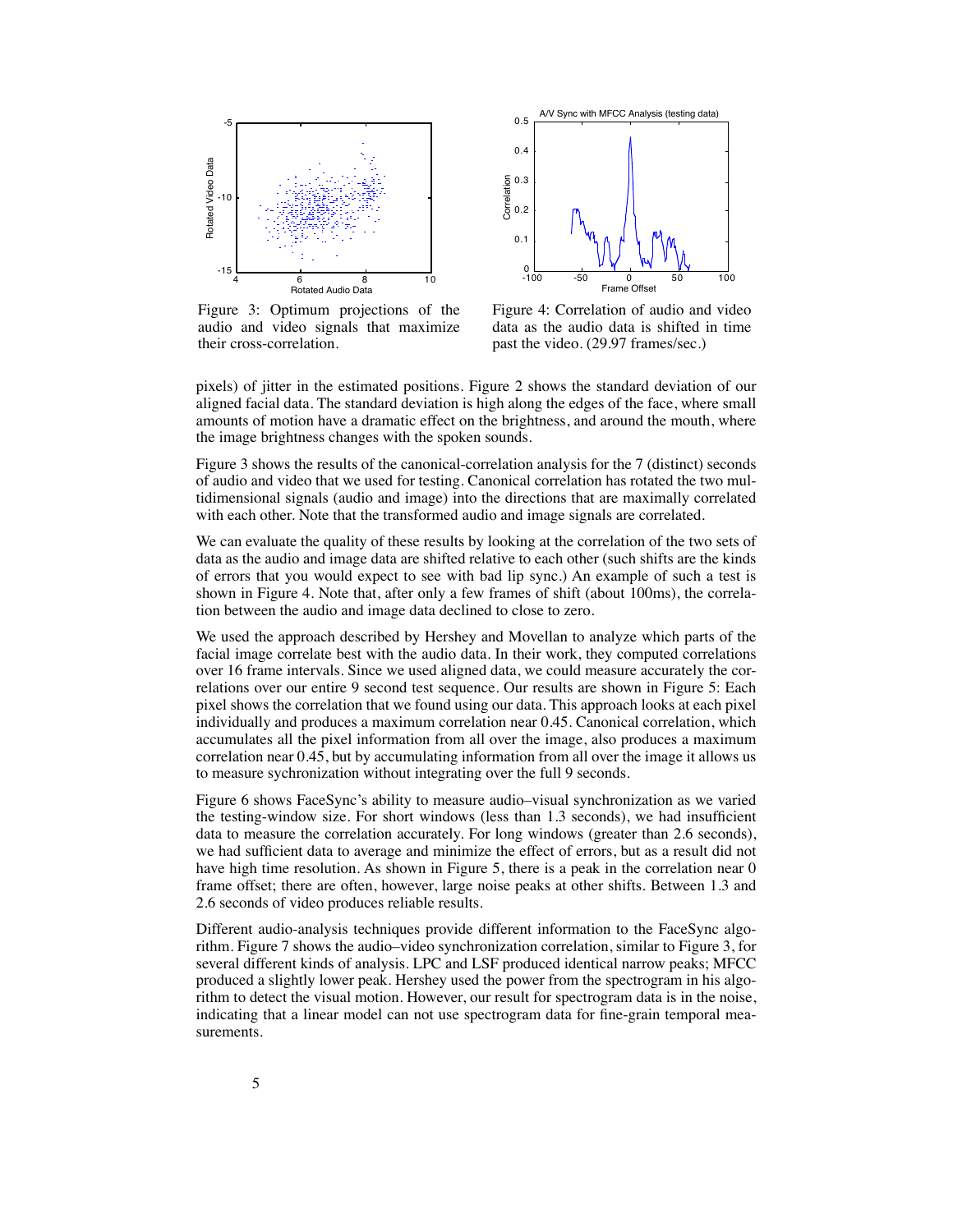Figure 3: Optimum projections of the audio and video signals that maximize their cross-correlation.

Figure 4: Correlation of audio and video data as the audio data is shifted in time past the video. (29.97 frames/sec.)

pixels) of jitter in the estimated positions. Figure 2 shows the standard deviation of our aligned facial data. The standard deviation is high along the edges of the face, where small amounts of motion have a dramatic effect on the brightness, and around the mouth, where the image brightness changes with the spoken sounds.

Figure 3 shows the results of the canonical-correlation analysis for the 7 (distinct) seconds of audio and video that we used for testing. Canonical correlation has rotated the two multidimensional signals (audio and image) into the directions that are maximally correlated with each other. Note that the transformed audio and image signals are correlated.

We can evaluate the quality of these results by looking at the correlation of the two sets of data as the audio and image data are shifted relative to each other (such shifts are the kinds of errors that you would expect to see with bad lip sync.) An example of such a test is shown in Figure 4. Note that, after only a few frames of shift (about 100ms), the correlation between the audio and image data declined to close to zero.

We used the approach described by Hershey and Movellan to analyze which parts of the facial image correlate best with the audio data. In their work, they computed correlations over 16 frame intervals. Since we used aligned data, we could measure accurately the correlations over our entire 9 second test sequence. Our results are shown in Figure 5: Each pixel shows the correlation that we found using our data. This approach looks at each pixel individually and produces a maximum correlation near 0.45. Canonical correlation, which accumulates all the pixel information from all over the image, also produces a maximum correlation near 0.45, but by accumulating information from all over the image it allows us to measure sychronization without integrating over the full 9 seconds.

Figure 6 shows FaceSync's ability to measure audio–visual synchronization as we varied the testing-window size. For short windows (less than 1.3 seconds), we had insufficient data to measure the correlation accurately. For long windows (greater than 2.6 seconds), we had sufficient data to average and minimize the effect of errors, but as a result did not have high time resolution. As shown in Figure 5, there is a peak in the correlation near 0 frame offset; there are often, however, large noise peaks at other shifts. Between 1.3 and 2.6 seconds of video produces reliable results.

Different audio-analysis techniques provide different information to the FaceSync algorithm. Figure 7 shows the audio–video synchronization correlation, similar to Figure 3, for several different kinds of analysis. LPC and LSF produced identical narrow peaks; MFCC produced a slightly lower peak. Hershey used the power from the spectrogram in his algorithm to detect the visual motion. However, our result for spectrogram data is in the noise, indicating that a linear model can not use spectrogram data for fine-grain temporal measurements.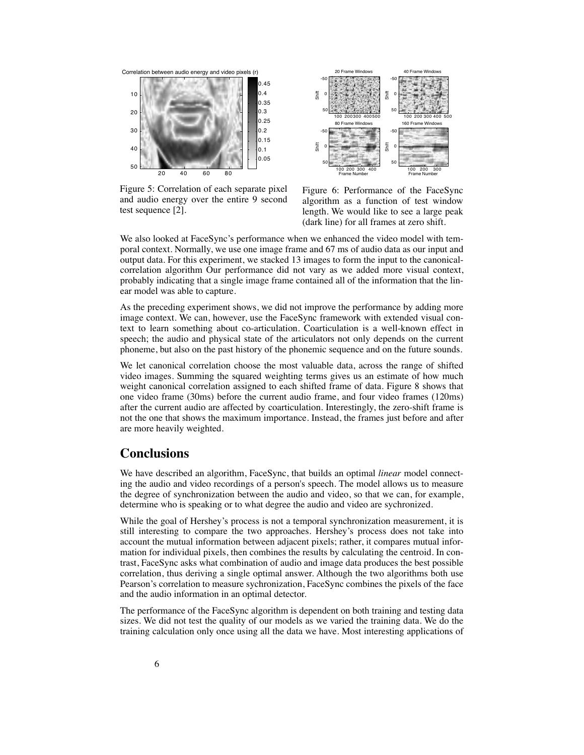Figure 5: Correlation of each separate pixel and audio energy over the entire 9 second test sequence [2].

Figure 6: Performance of the FaceSync algorithm as a function of test window length. We would like to see a large peak (dark line) for all frames at zero shift.

We also looked at FaceSync's performance when we enhanced the video model with temporal context. Normally, we use one image frame and 67 ms of audio data as our input and output data. For this experiment, we stacked 13 images to form the input to the canonical-correlation algorithm Our performance did not vary as we added more visual context, probably indicating that a single image frame contained all of the information that the linear model was able to capture.

As the preceding experiment shows, we did not improve the performance by adding more image context. We can, however, use the FaceSync framework with extended visual context to learn something about co-articulation. Coarticulation is a well-known effect in speech; the audio and physical state of the articulators not only depends on the current phoneme, but also on the past history of the phonemic sequence and on the future sounds.

We let canonical correlation choose the most valuable data, across the range of shifted video images. Summing the squared weighting terms gives us an estimate of how much weight canonical correlation assigned to each shifted frame of data. Figure 8 shows that one video frame (30ms) before the current audio frame, and four video frames (120ms) after the current audio are affected by coarticulation. Interestingly, the zero-shift frame is not the one that shows the maximum importance. Instead, the frames just before and after are more heavily weighted.

## Conclusions

We have described an algorithm, FaceSync, that builds an optimal *linear* model connecting the audio and video recordings of a person's speech. The model allows us to measure the degree of synchronization between the audio and video, so that we can, for example, determine who is speaking or to what degree the audio and video are sychronized.

While the goal of Hershey's process is not a temporal synchronization measurement, it is still interesting to compare the two approaches. Hershey's process does not take into account the mutual information between adjacent pixels; rather, it compares mutual information for individual pixels, then combines the results by calculating the centroid. In contrast, FaceSync asks what combination of audio and image data produces the best possible correlation, thus deriving a single optimal answer. Although the two algorithms both use Pearson's correlation to measure sychronization, FaceSync combines the pixels of the face and the audio information in an optimal detector.

The performance of the FaceSync algorithm is dependent on both training and testing data sizes. We did not test the quality of our models as we varied the training data. We do the training calculation only once using all the data we have. Most interesting applications of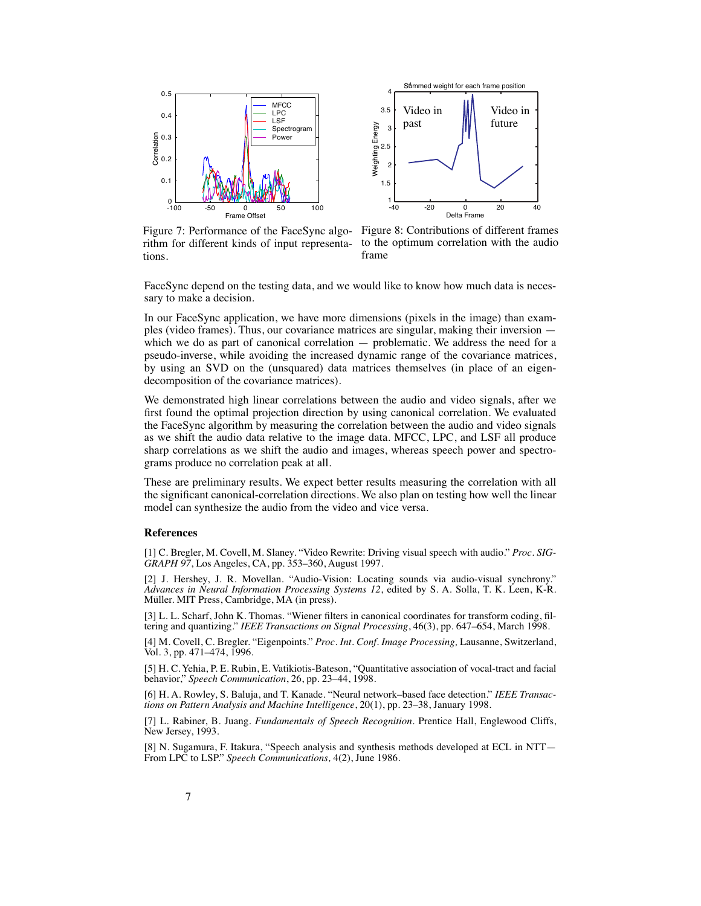Correlation

0.5

0.4

0.3

0.2

0.1

0

-100 -50 0 50 100

Frame Offset

MFCC
LPC
LSF
Spectrogram
Power

Figure 7: Performance of the FaceSync algorithm for different kinds of input representations.

Summed weight for each frame position

Weighting Energy

4

3.5

3

2.5

2

1.5

1

-40 -20 0 20 40

Delta Frame

Video in past

Video in future

Figure 8: Contributions of different frames to the optimum correlation with the audio frame

FaceSync depend on the testing data, and we would like to know how much data is necessary to make a decision.

In our FaceSync application, we have more dimensions (pixels in the image) than examples (video frames). Thus, our covariance matrices are singular, making their inversion — which we do as part of canonical correlation — problematic. We address the need for a pseudo-inverse, while avoiding the increased dynamic range of the covariance matrices, by using an SVD on the (unsquared) data matrices themselves (in place of an eigendecomposition of the covariance matrices).

We demonstrated high linear correlations between the audio and video signals, after we first found the optimal projection direction by using canonical correlation. We evaluated the FaceSync algorithm by measuring the correlation between the audio and video signals as we shift the audio data relative to the image data. MFCC, LPC, and LSF all produce sharp correlations as we shift the audio and images, whereas speech power and spectrograms produce no correlation peak at all.

These are preliminary results. We expect better results measuring the correlation with all the significant canonical-correlation directions. We also plan on testing how well the linear model can synthesize the audio from the video and vice versa.

## References

[1] C. Bregler, M. Covell, M. Slaney. "Video Rewrite: Driving visual speech with audio." *Proc. SIGGRAPH 97*, Los Angeles, CA, pp. 353–360, August 1997.

[2] J. Hershey, J. R. Movellan. "Audio-Vision: Locating sounds via audio-visual synchrony." *Advances in Neural Information Processing Systems 12*, edited by S. A. Solla, T. K. Leen, K-R. Müller. MIT Press, Cambridge, MA (in press).

[3] L. L. Scharf, John K. Thomas. "Wiener filters in canonical coordinates for transform coding, filtering and quantizing." *IEEE Transactions on Signal Processing*, 46(3), pp. 647–654, March 1998.

[4] M. Covell, C. Bregler. "Eigenpoints." *Proc. Int. Conf. Image Processing,* Lausanne, Switzerland, Vol. 3, pp. 471–474, 1996.

[5] H. C. Yehia, P. E. Rubin, E. Vatikiotis-Bateson, "Quantitative association of vocal-tract and facial behavior," *Speech Communication*, 26, pp. 23–44, 1998.

[6] H. A. Rowley, S. Baluja, and T. Kanade. "Neural network–based face detection." *IEEE Transactions on Pattern Analysis and Machine Intelligence*, 20(1), pp. 23–38, January 1998.

[7] L. Rabiner, B. Juang. *Fundamentals of Speech Recognition*. Prentice Hall, Englewood Cliffs, New Jersey, 1993.

[8] N. Sugamura, F. Itakura, "Speech analysis and synthesis methods developed at ECL in NTT— From LPC to LSP." *Speech Communications,* 4(2), June 1986.